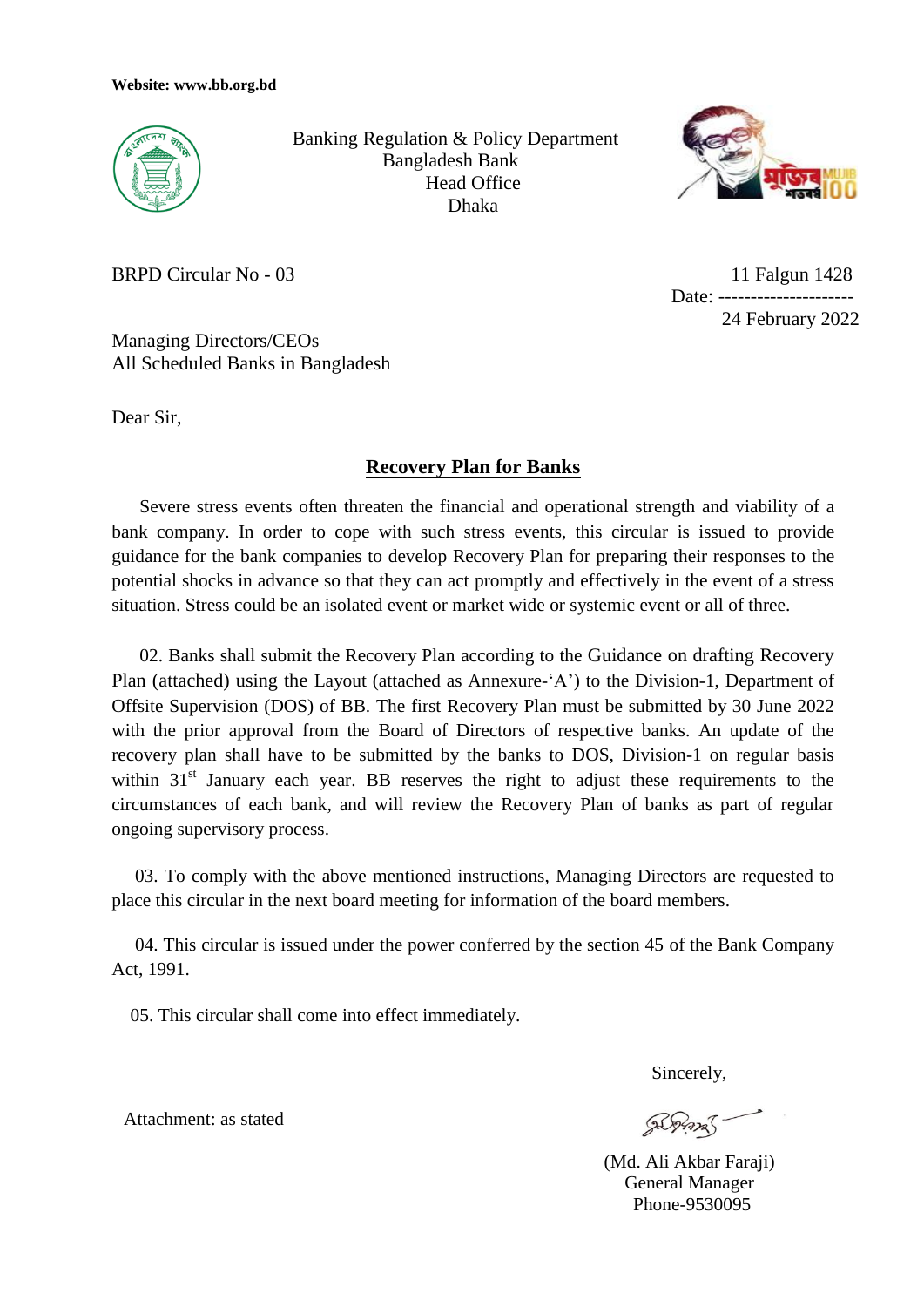Website: www.bb.org.bd

Banking Regulation & Policy Department
Bangladesh Bank
Head Office
Dhaka

BRPD Circular No - 03

Date: 11 Falgun 1428 / 24 February 2022

Managing Directors/CEOs
All Scheduled Banks in Bangladesh

Dear Sir,

## Recovery Plan for Banks

Severe stress events often threaten the financial and operational strength and viability of a bank company. In order to cope with such stress events, this circular is issued to provide guidance for the bank companies to develop Recovery Plan for preparing their responses to the potential shocks in advance so that they can act promptly and effectively in the event of a stress situation. Stress could be an isolated event or market wide or systemic event or all of three.

02. Banks shall submit the Recovery Plan according to the Guidance on drafting Recovery Plan (attached) using the Layout (attached as Annexure-'A') to the Division-1, Department of Offsite Supervision (DOS) of BB. The first Recovery Plan must be submitted by 30 June 2022 with the prior approval from the Board of Directors of respective banks. An update of the recovery plan shall have to be submitted by the banks to DOS, Division-1 on regular basis within 31st January each year. BB reserves the right to adjust these requirements to the circumstances of each bank, and will review the Recovery Plan of banks as part of regular ongoing supervisory process.

03. To comply with the above mentioned instructions, Managing Directors are requested to place this circular in the next board meeting for information of the board members.

04. This circular is issued under the power conferred by the section 45 of the Bank Company Act, 1991.

05. This circular shall come into effect immediately.

Sincerely,

(Md. Ali Akbar Faraji)
General Manager
Phone-9530095

Attachment: as stated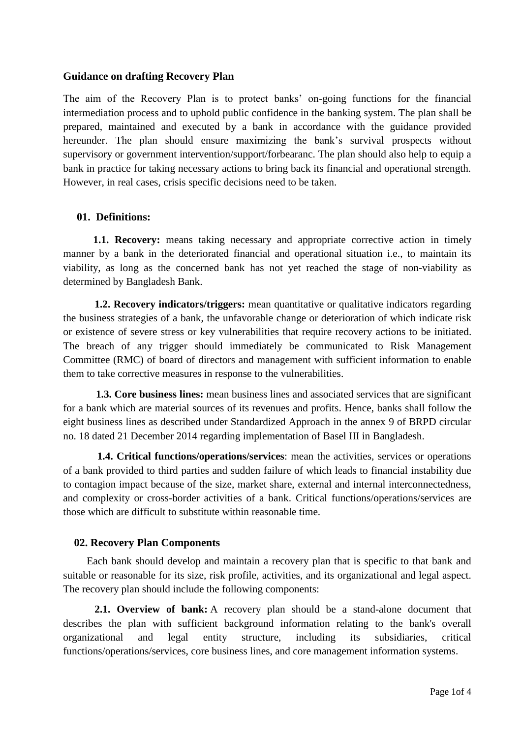## Guidance on drafting Recovery Plan

The aim of the Recovery Plan is to protect banks' on-going functions for the financial intermediation process and to uphold public confidence in the banking system. The plan shall be prepared, maintained and executed by a bank in accordance with the guidance provided hereunder. The plan should ensure maximizing the bank's survival prospects without supervisory or government intervention/support/forbearanc. The plan should also help to equip a bank in practice for taking necessary actions to bring back its financial and operational strength. However, in real cases, crisis specific decisions need to be taken.

### 01. Definitions:

**1.1. Recovery:** means taking necessary and appropriate corrective action in timely manner by a bank in the deteriorated financial and operational situation i.e., to maintain its viability, as long as the concerned bank has not yet reached the stage of non-viability as determined by Bangladesh Bank.

**1.2. Recovery indicators/triggers:** mean quantitative or qualitative indicators regarding the business strategies of a bank, the unfavorable change or deterioration of which indicate risk or existence of severe stress or key vulnerabilities that require recovery actions to be initiated. The breach of any trigger should immediately be communicated to Risk Management Committee (RMC) of board of directors and management with sufficient information to enable them to take corrective measures in response to the vulnerabilities.

**1.3. Core business lines:** mean business lines and associated services that are significant for a bank which are material sources of its revenues and profits. Hence, banks shall follow the eight business lines as described under Standardized Approach in the annex 9 of BRPD circular no. 18 dated 21 December 2014 regarding implementation of Basel III in Bangladesh.

**1.4. Critical functions/operations/services**: mean the activities, services or operations of a bank provided to third parties and sudden failure of which leads to financial instability due to contagion impact because of the size, market share, external and internal interconnectedness, and complexity or cross-border activities of a bank. Critical functions/operations/services are those which are difficult to substitute within reasonable time.

### 02. Recovery Plan Components

Each bank should develop and maintain a recovery plan that is specific to that bank and suitable or reasonable for its size, risk profile, activities, and its organizational and legal aspect. The recovery plan should include the following components:

**2.1. Overview of bank:** A recovery plan should be a stand-alone document that describes the plan with sufficient background information relating to the bank's overall organizational and legal entity structure, including its subsidiaries, critical functions/operations/services, core business lines, and core management information systems.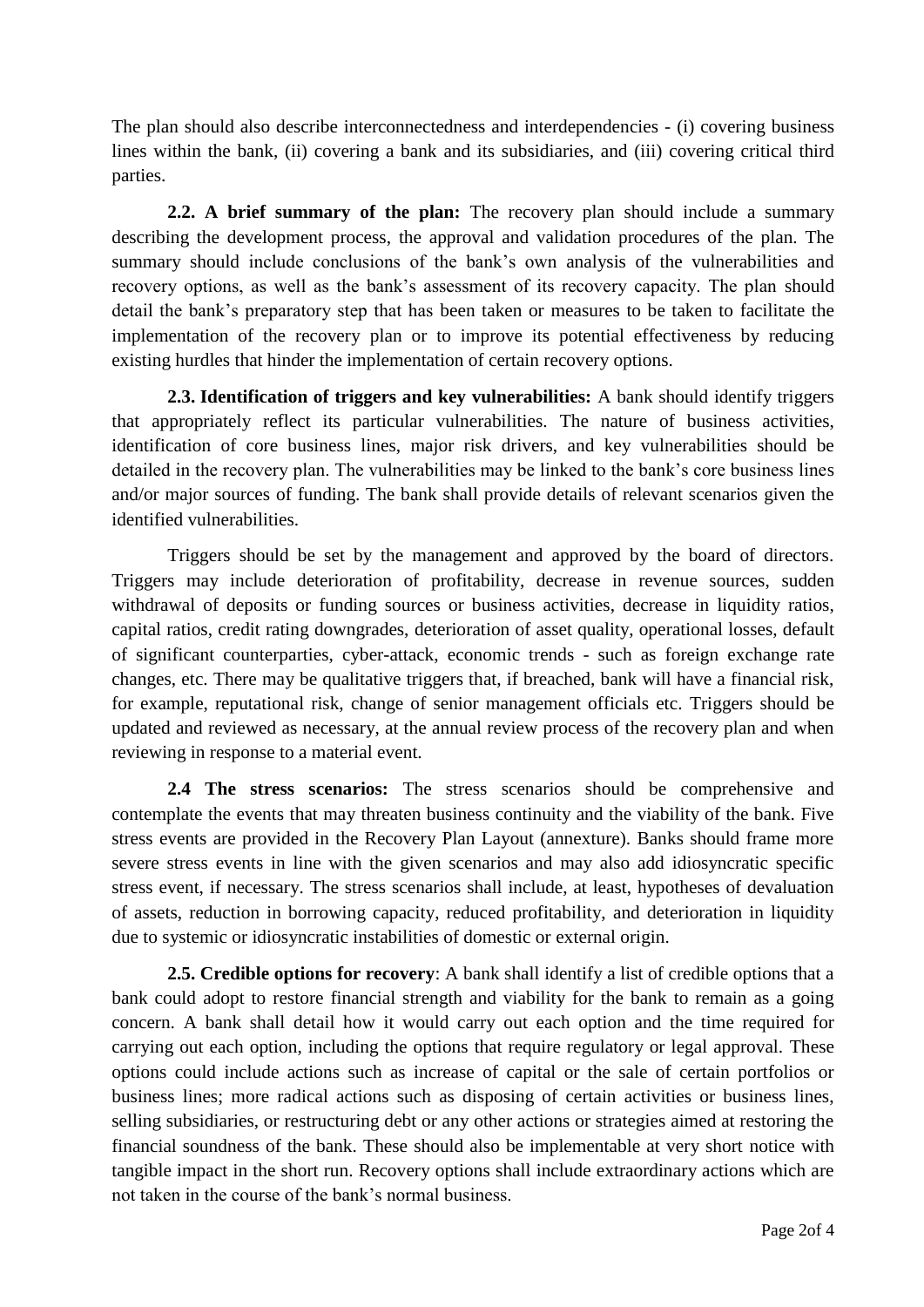The plan should also describe interconnectedness and interdependencies - (i) covering business lines within the bank, (ii) covering a bank and its subsidiaries, and (iii) covering critical third parties.

**2.2. A brief summary of the plan:** The recovery plan should include a summary describing the development process, the approval and validation procedures of the plan. The summary should include conclusions of the bank's own analysis of the vulnerabilities and recovery options, as well as the bank's assessment of its recovery capacity. The plan should detail the bank's preparatory step that has been taken or measures to be taken to facilitate the implementation of the recovery plan or to improve its potential effectiveness by reducing existing hurdles that hinder the implementation of certain recovery options.

**2.3. Identification of triggers and key vulnerabilities:** A bank should identify triggers that appropriately reflect its particular vulnerabilities. The nature of business activities, identification of core business lines, major risk drivers, and key vulnerabilities should be detailed in the recovery plan. The vulnerabilities may be linked to the bank's core business lines and/or major sources of funding. The bank shall provide details of relevant scenarios given the identified vulnerabilities.

Triggers should be set by the management and approved by the board of directors. Triggers may include deterioration of profitability, decrease in revenue sources, sudden withdrawal of deposits or funding sources or business activities, decrease in liquidity ratios, capital ratios, credit rating downgrades, deterioration of asset quality, operational losses, default of significant counterparties, cyber-attack, economic trends - such as foreign exchange rate changes, etc. There may be qualitative triggers that, if breached, bank will have a financial risk, for example, reputational risk, change of senior management officials etc. Triggers should be updated and reviewed as necessary, at the annual review process of the recovery plan and when reviewing in response to a material event.

**2.4 The stress scenarios:** The stress scenarios should be comprehensive and contemplate the events that may threaten business continuity and the viability of the bank. Five stress events are provided in the Recovery Plan Layout (annexture). Banks should frame more severe stress events in line with the given scenarios and may also add idiosyncratic specific stress event, if necessary. The stress scenarios shall include, at least, hypotheses of devaluation of assets, reduction in borrowing capacity, reduced profitability, and deterioration in liquidity due to systemic or idiosyncratic instabilities of domestic or external origin.

**2.5. Credible options for recovery**: A bank shall identify a list of credible options that a bank could adopt to restore financial strength and viability for the bank to remain as a going concern. A bank shall detail how it would carry out each option and the time required for carrying out each option, including the options that require regulatory or legal approval. These options could include actions such as increase of capital or the sale of certain portfolios or business lines; more radical actions such as disposing of certain activities or business lines, selling subsidiaries, or restructuring debt or any other actions or strategies aimed at restoring the financial soundness of the bank. These should also be implementable at very short notice with tangible impact in the short run. Recovery options shall include extraordinary actions which are not taken in the course of the bank's normal business.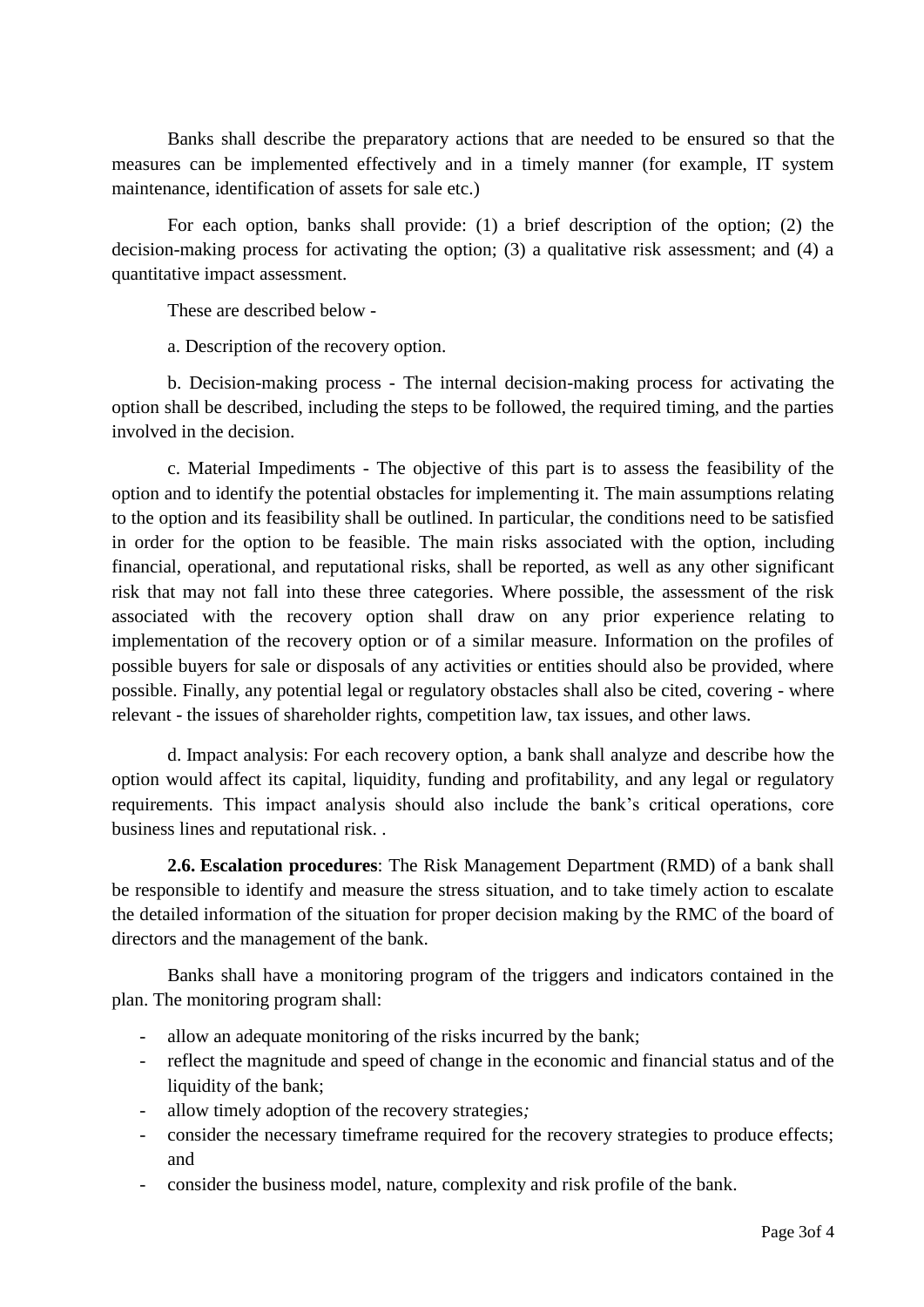Banks shall describe the preparatory actions that are needed to be ensured so that the measures can be implemented effectively and in a timely manner (for example, IT system maintenance, identification of assets for sale etc.)

For each option, banks shall provide: (1) a brief description of the option; (2) the decision-making process for activating the option; (3) a qualitative risk assessment; and (4) a quantitative impact assessment.

These are described below -

a. Description of the recovery option.

b. Decision-making process - The internal decision-making process for activating the option shall be described, including the steps to be followed, the required timing, and the parties involved in the decision.

c. Material Impediments - The objective of this part is to assess the feasibility of the option and to identify the potential obstacles for implementing it. The main assumptions relating to the option and its feasibility shall be outlined. In particular, the conditions need to be satisfied in order for the option to be feasible. The main risks associated with the option, including financial, operational, and reputational risks, shall be reported, as well as any other significant risk that may not fall into these three categories. Where possible, the assessment of the risk associated with the recovery option shall draw on any prior experience relating to implementation of the recovery option or of a similar measure. Information on the profiles of possible buyers for sale or disposals of any activities or entities should also be provided, where possible. Finally, any potential legal or regulatory obstacles shall also be cited, covering - where relevant - the issues of shareholder rights, competition law, tax issues, and other laws.

d. Impact analysis: For each recovery option, a bank shall analyze and describe how the option would affect its capital, liquidity, funding and profitability, and any legal or regulatory requirements. This impact analysis should also include the bank's critical operations, core business lines and reputational risk. .

**2.6. Escalation procedures**: The Risk Management Department (RMD) of a bank shall be responsible to identify and measure the stress situation, and to take timely action to escalate the detailed information of the situation for proper decision making by the RMC of the board of directors and the management of the bank.

Banks shall have a monitoring program of the triggers and indicators contained in the plan. The monitoring program shall:

- allow an adequate monitoring of the risks incurred by the bank;
- reflect the magnitude and speed of change in the economic and financial status and of the liquidity of the bank;
- allow timely adoption of the recovery strategies*;*
- consider the necessary timeframe required for the recovery strategies to produce effects; and
- consider the business model, nature, complexity and risk profile of the bank.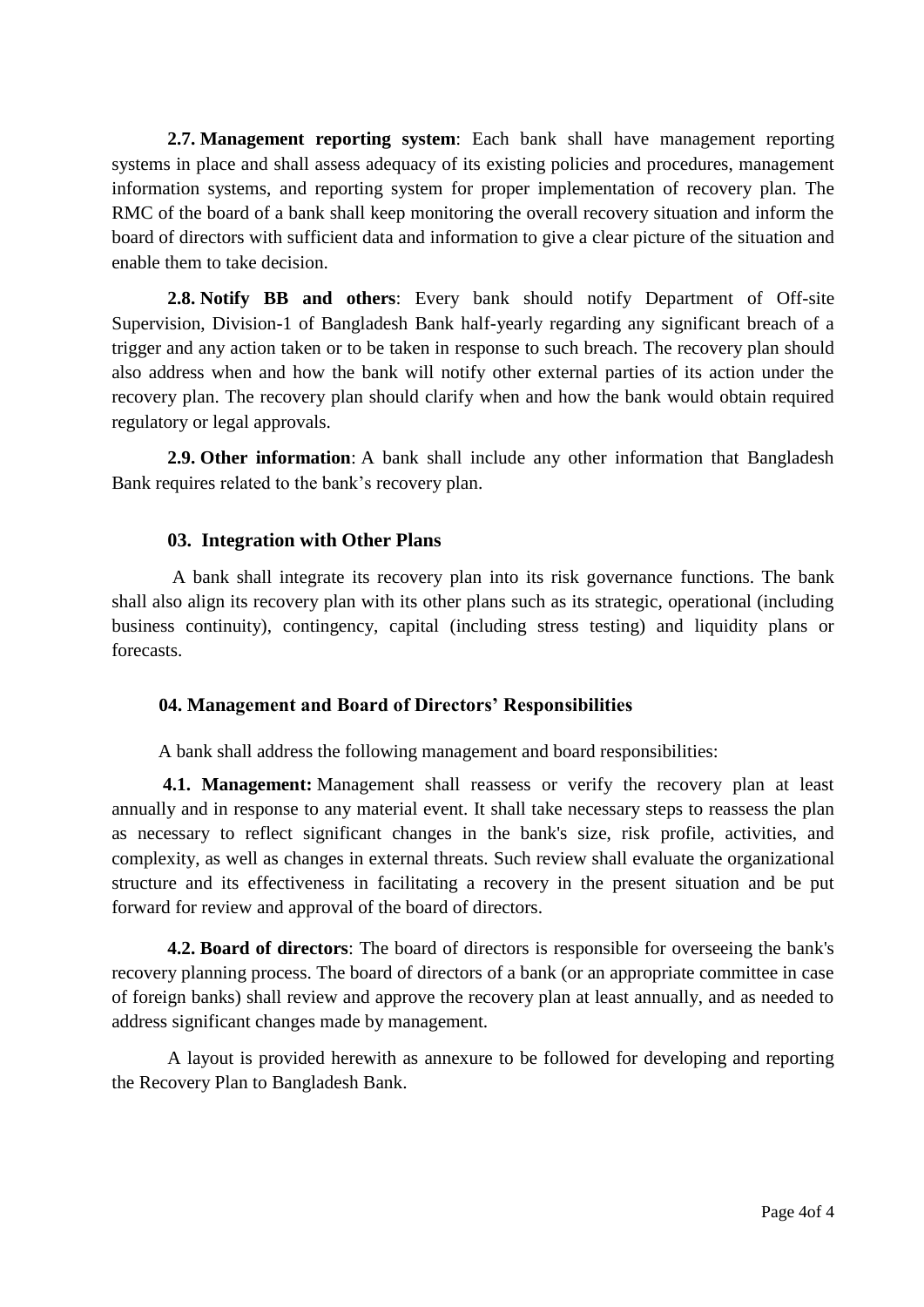**2.7. Management reporting system**: Each bank shall have management reporting systems in place and shall assess adequacy of its existing policies and procedures, management information systems, and reporting system for proper implementation of recovery plan. The RMC of the board of a bank shall keep monitoring the overall recovery situation and inform the board of directors with sufficient data and information to give a clear picture of the situation and enable them to take decision.

**2.8. Notify BB and others**: Every bank should notify Department of Off-site Supervision, Division-1 of Bangladesh Bank half-yearly regarding any significant breach of a trigger and any action taken or to be taken in response to such breach. The recovery plan should also address when and how the bank will notify other external parties of its action under the recovery plan. The recovery plan should clarify when and how the bank would obtain required regulatory or legal approvals.

**2.9. Other information**: A bank shall include any other information that Bangladesh Bank requires related to the bank's recovery plan.

## 03. Integration with Other Plans

A bank shall integrate its recovery plan into its risk governance functions. The bank shall also align its recovery plan with its other plans such as its strategic, operational (including business continuity), contingency, capital (including stress testing) and liquidity plans or forecasts.

## 04. Management and Board of Directors' Responsibilities

A bank shall address the following management and board responsibilities:

**4.1. Management:** Management shall reassess or verify the recovery plan at least annually and in response to any material event. It shall take necessary steps to reassess the plan as necessary to reflect significant changes in the bank's size, risk profile, activities, and complexity, as well as changes in external threats. Such review shall evaluate the organizational structure and its effectiveness in facilitating a recovery in the present situation and be put forward for review and approval of the board of directors.

**4.2. Board of directors**: The board of directors is responsible for overseeing the bank's recovery planning process. The board of directors of a bank (or an appropriate committee in case of foreign banks) shall review and approve the recovery plan at least annually, and as needed to address significant changes made by management.

A layout is provided herewith as annexure to be followed for developing and reporting the Recovery Plan to Bangladesh Bank.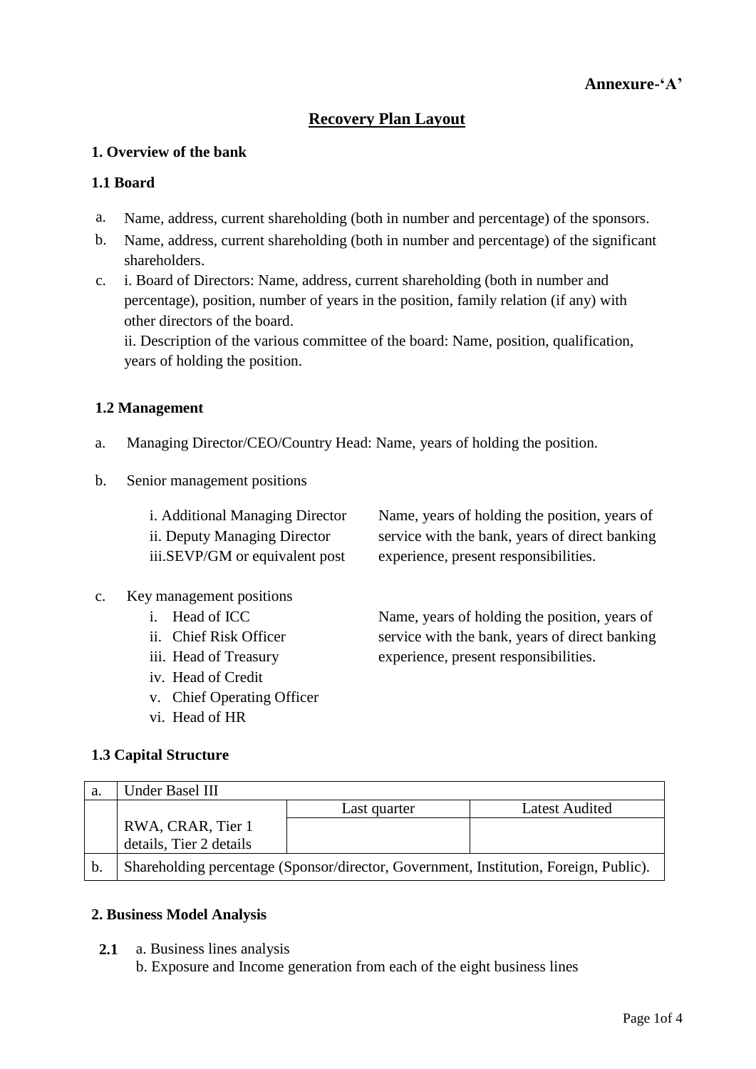**Annexure-'A'**

# Recovery Plan Layout

## 1. Overview of the bank

### 1.1 Board

a. Name, address, current shareholding (both in number and percentage) of the sponsors.

b. Name, address, current shareholding (both in number and percentage) of the significant shareholders.

c. i. Board of Directors: Name, address, current shareholding (both in number and percentage), position, number of years in the position, family relation (if any) with other directors of the board.

ii. Description of the various committee of the board: Name, position, qualification, years of holding the position.

### 1.2 Management

a. Managing Director/CEO/Country Head: Name, years of holding the position.

b. Senior management positions

| | |
|---|---|
| i. Additional Managing Director<br>ii. Deputy Managing Director<br>iii.SEVP/GM or equivalent post | Name, years of holding the position, years of service with the bank, years of direct banking experience, present responsibilities. |

c. Key management positions

| | |
|---|---|
| i. Head of ICC<br>ii. Chief Risk Officer<br>iii. Head of Treasury<br>iv. Head of Credit<br>v. Chief Operating Officer<br>vi. Head of HR | Name, years of holding the position, years of service with the bank, years of direct banking experience, present responsibilities. |

### 1.3 Capital Structure

| a. | Under Basel III | | |
|---|---|---|---|
| | | Last quarter | Latest Audited |
| | RWA, CRAR, Tier 1 details, Tier 2 details | | |
| b. | Shareholding percentage (Sponsor/director, Government, Institution, Foreign, Public). | | |

## 2. Business Model Analysis

**2.1** a. Business lines analysis

b. Exposure and Income generation from each of the eight business lines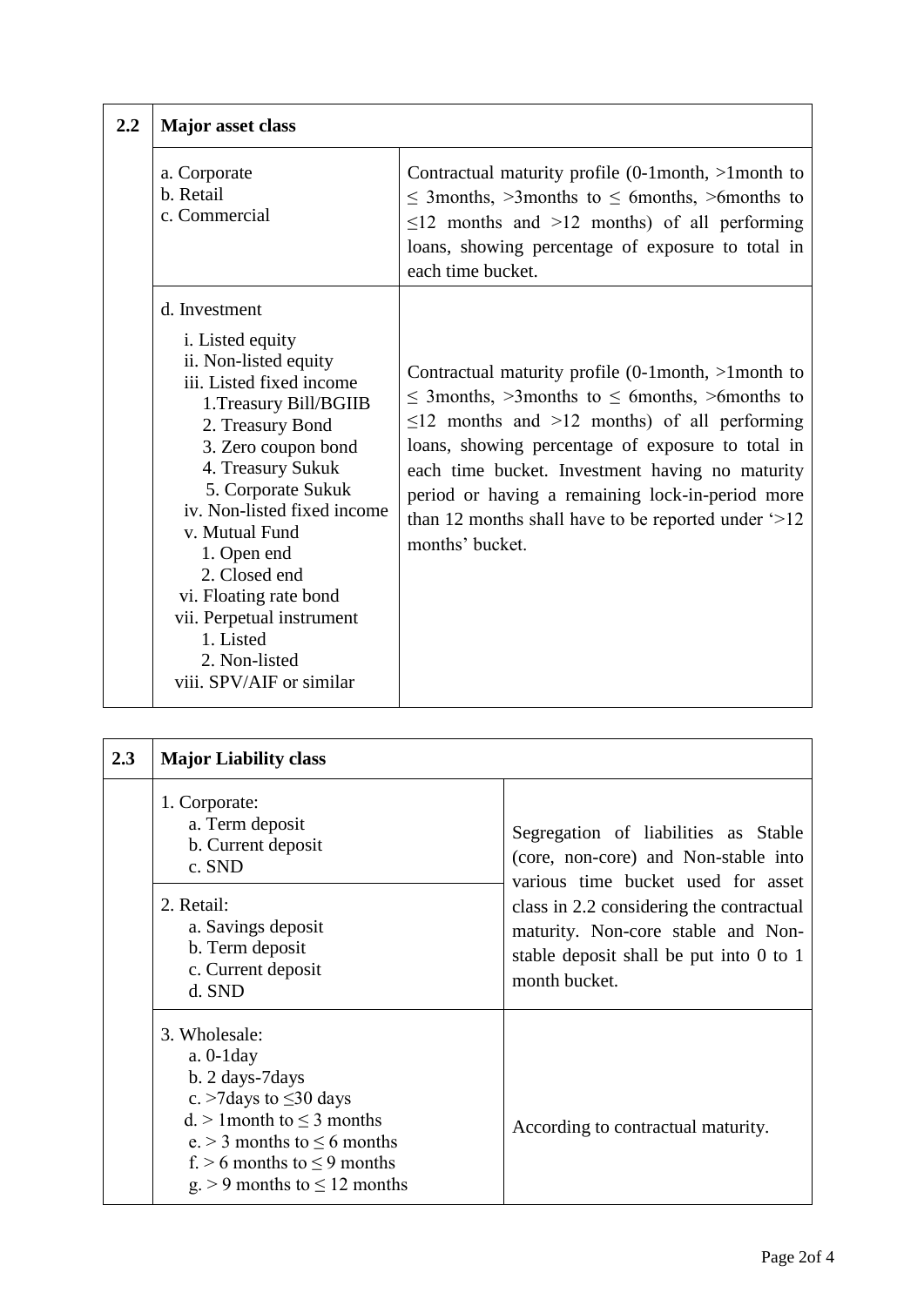| 2.2 | Major asset class | |
|---|---|---|
| | a. Corporate<br>b. Retail<br>c. Commercial | Contractual maturity profile (0-1month, >1month to ≤ 3months, >3months to ≤ 6months, >6months to ≤12 months and >12 months) of all performing loans, showing percentage of exposure to total in each time bucket. |
| | d. Investment<br>i. Listed equity<br>ii. Non-listed equity<br>iii. Listed fixed income<br>1.Treasury Bill/BGIIB<br>2. Treasury Bond<br>3. Zero coupon bond<br>4. Treasury Sukuk<br>5. Corporate Sukuk<br>iv. Non-listed fixed income<br>v. Mutual Fund<br>1. Open end<br>2. Closed end<br>vi. Floating rate bond<br>vii. Perpetual instrument<br>1. Listed<br>2. Non-listed<br>viii. SPV/AIF or similar | Contractual maturity profile (0-1month, >1month to ≤ 3months, >3months to ≤ 6months, >6months to ≤12 months and >12 months) of all performing loans, showing percentage of exposure to total in each time bucket. Investment having no maturity period or having a remaining lock-in-period more than 12 months shall have to be reported under '>12 months' bucket. |

| 2.3 | Major Liability class | |
|---|---|---|
| | 1. Corporate:<br>a. Term deposit<br>b. Current deposit<br>c. SND | Segregation of liabilities as Stable (core, non-core) and Non-stable into various time bucket used for asset class in 2.2 considering the contractual maturity. Non-core stable and Non-stable deposit shall be put into 0 to 1 month bucket. |
| | 2. Retail:<br>a. Savings deposit<br>b. Term deposit<br>c. Current deposit<br>d. SND | |
| | 3. Wholesale:<br>a. 0-1day<br>b. 2 days-7days<br>c. >7days to ≤30 days<br>d. > 1month to ≤ 3 months<br>e. > 3 months to ≤ 6 months<br>f. > 6 months to ≤ 9 months<br>g. > 9 months to ≤ 12 months | According to contractual maturity. |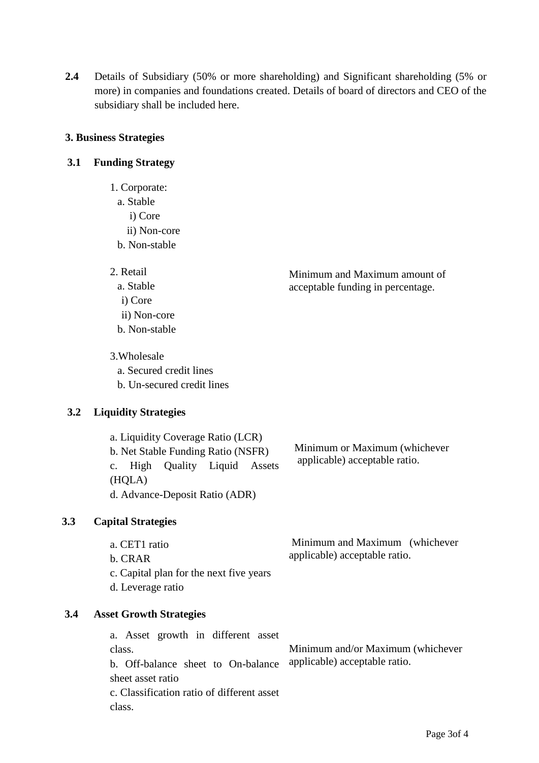**2.4** Details of Subsidiary (50% or more shareholding) and Significant shareholding (5% or more) in companies and foundations created. Details of board of directors and CEO of the subsidiary shall be included here.

### 3. Business Strategies

#### 3.1 Funding Strategy

| | |
|---|---|
| 1. Corporate:<br>a. Stable<br>i) Core<br>ii) Non-core<br>b. Non-stable<br><br>2. Retail<br>a. Stable<br>i) Core<br>ii) Non-core<br>b. Non-stable<br><br>3.Wholesale<br>a. Secured credit lines<br>b. Un-secured credit lines | Minimum and Maximum amount of acceptable funding in percentage. |

#### 3.2 Liquidity Strategies

| | |
|---|---|
| a. Liquidity Coverage Ratio (LCR)<br>b. Net Stable Funding Ratio (NSFR)<br>c. High Quality Liquid Assets (HQLA)<br>d. Advance-Deposit Ratio (ADR) | Minimum or Maximum (whichever applicable) acceptable ratio. |

#### 3.3 Capital Strategies

| | |
|---|---|
| a. CET1 ratio<br>b. CRAR<br>c. Capital plan for the next five years<br>d. Leverage ratio | Minimum and Maximum (whichever applicable) acceptable ratio. |

#### 3.4 Asset Growth Strategies

| | |
|---|---|
| a. Asset growth in different asset class.<br>b. Off-balance sheet to On-balance sheet asset ratio<br>c. Classification ratio of different asset class. | Minimum and/or Maximum (whichever applicable) acceptable ratio. |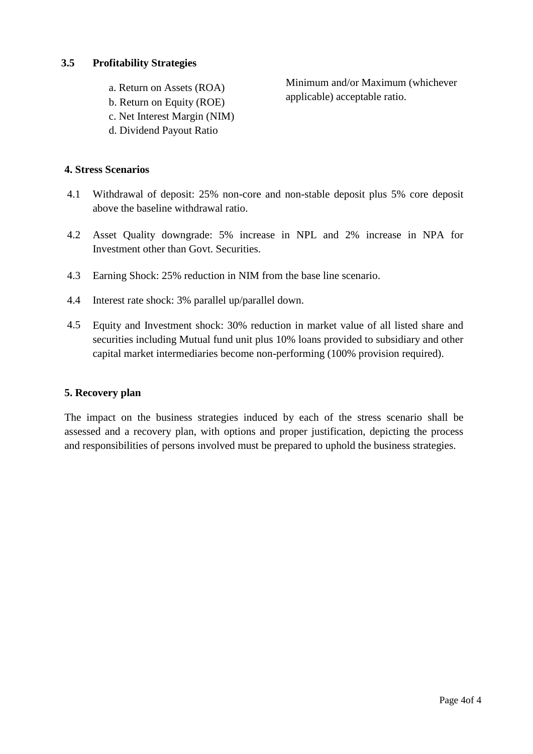### 3.5 Profitability Strategies

a. Return on Assets (ROA)
b. Return on Equity (ROE)
c. Net Interest Margin (NIM)
d. Dividend Payout Ratio

Minimum and/or Maximum (whichever applicable) acceptable ratio.

## 4. Stress Scenarios

4.1 Withdrawal of deposit: 25% non-core and non-stable deposit plus 5% core deposit above the baseline withdrawal ratio.

4.2 Asset Quality downgrade: 5% increase in NPL and 2% increase in NPA for Investment other than Govt. Securities.

4.3 Earning Shock: 25% reduction in NIM from the base line scenario.

4.4 Interest rate shock: 3% parallel up/parallel down.

4.5 Equity and Investment shock: 30% reduction in market value of all listed share and securities including Mutual fund unit plus 10% loans provided to subsidiary and other capital market intermediaries become non-performing (100% provision required).

## 5. Recovery plan

The impact on the business strategies induced by each of the stress scenario shall be assessed and a recovery plan, with options and proper justification, depicting the process and responsibilities of persons involved must be prepared to uphold the business strategies.